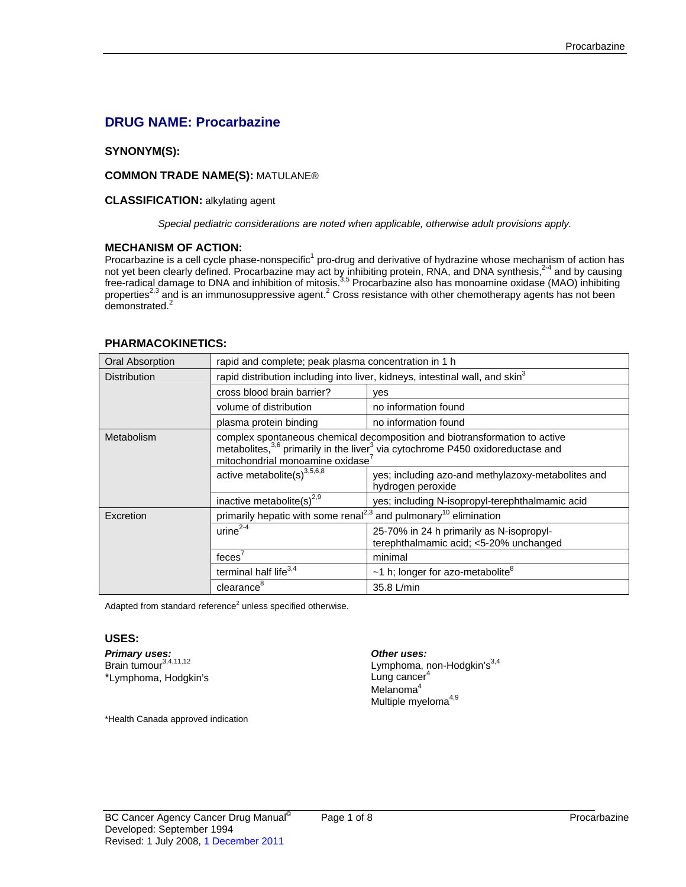# DRUG NAME: Procarbazine

**SYNONYM(S):**

**COMMON TRADE NAME(S):** MATULANE®

**CLASSIFICATION:** alkylating agent

*Special pediatric considerations are noted when applicable, otherwise adult provisions apply.*

## MECHANISM OF ACTION:

Procarbazine is a cell cycle phase-nonspecific[1] pro-drug and derivative of hydrazine whose mechanism of action has not yet been clearly defined. Procarbazine may act by inhibiting protein, RNA, and DNA synthesis,[2-4] and by causing free-radical damage to DNA and inhibition of mitosis.[3,5] Procarbazine also has monoamine oxidase (MAO) inhibiting properties[2,3] and is an immunosuppressive agent.[2] Cross resistance with other chemotherapy agents has not been demonstrated.[2]

## PHARMACOKINETICS:

| | | |
|---|---|---|
| Oral Absorption | rapid and complete; peak plasma concentration in 1 h | |
| Distribution | rapid distribution including into liver, kidneys, intestinal wall, and skin[3] | |
| | cross blood brain barrier? | yes |
| | volume of distribution | no information found |
| | plasma protein binding | no information found |
| Metabolism | complex spontaneous chemical decomposition and biotransformation to active metabolites,[3,6] primarily in the liver[3] via cytochrome P450 oxidoreductase and mitochondrial monoamine oxidase[7] | |
| | active metabolite(s)[3,5,6,8] | yes; including azo-and methylazoxy-metabolites and hydrogen peroxide |
| | inactive metabolite(s)[2,9] | yes; including N-isopropyl-terephthalmamic acid |
| Excretion | primarily hepatic with some renal[2,3] and pulmonary[10] elimination | |
| | urine[2-4] | 25-70% in 24 h primarily as N-isopropyl-terephthalmamic acid; <5-20% unchanged |
| | feces[7] | minimal |
| | terminal half life[3,4] | ~1 h; longer for azo-metabolite[8] |
| | clearance[8] | 35.8 L/min |

Adapted from standard reference[2] unless specified otherwise.

## USES:

***Primary uses:***
Brain tumour[3,4,11,12]
*Lymphoma, Hodgkin's

***Other uses:***
Lymphoma, non-Hodgkin's[3,4]
Lung cancer[4]
Melanoma[4]
Multiple myeloma[4,9]

*Health Canada approved indication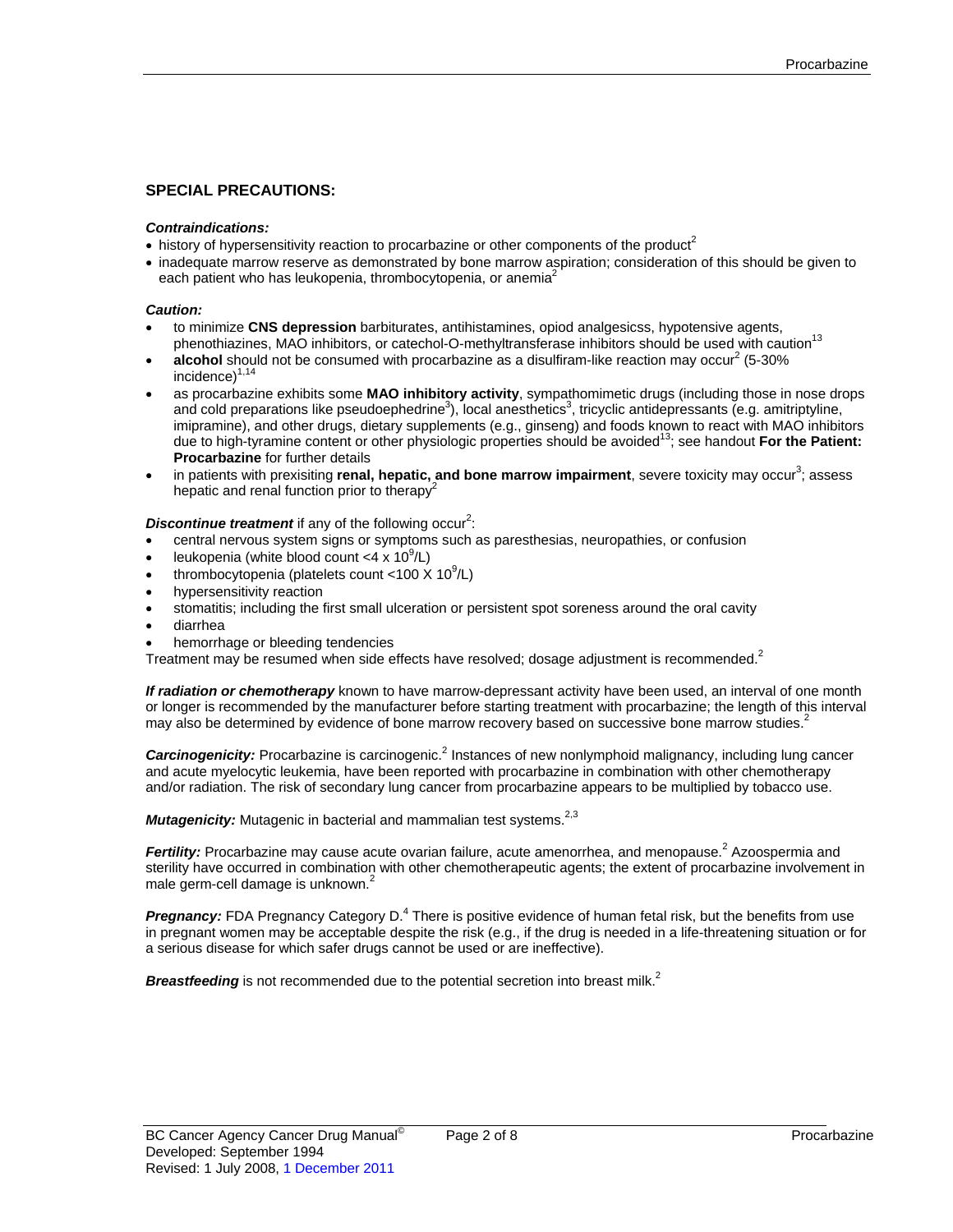## SPECIAL PRECAUTIONS:

***Contraindications:***

- history of hypersensitivity reaction to procarbazine or other components of the product[2]
- inadequate marrow reserve as demonstrated by bone marrow aspiration; consideration of this should be given to each patient who has leukopenia, thrombocytopenia, or anemia[2]

***Caution:***

- to minimize **CNS depression** barbiturates, antihistamines, opiod analgesicss, hypotensive agents, phenothiazines, MAO inhibitors, or catechol-O-methyltransferase inhibitors should be used with caution[13]
- **alcohol** should not be consumed with procarbazine as a disulfiram-like reaction may occur[2] (5-30% incidence)[1,14]
- as procarbazine exhibits some **MAO inhibitory activity**, sympathomimetic drugs (including those in nose drops and cold preparations like pseudoephedrine[3]), local anesthetics[3], tricyclic antidepressants (e.g. amitriptyline, imipramine), and other drugs, dietary supplements (e.g., ginseng) and foods known to react with MAO inhibitors due to high-tyramine content or other physiologic properties should be avoided[13]; see handout **For the Patient: Procarbazine** for further details
- in patients with prexisiting **renal, hepatic, and bone marrow impairment**, severe toxicity may occur[3]; assess hepatic and renal function prior to therapy[2]

***Discontinue treatment*** if any of the following occur[2]:

- central nervous system signs or symptoms such as paresthesias, neuropathies, or confusion
- leukopenia (white blood count <4 x $10^9$/L)
- thrombocytopenia (platelets count <100 X $10^9$/L)
- hypersensitivity reaction
- stomatitis; including the first small ulceration or persistent spot soreness around the oral cavity
- diarrhea
- hemorrhage or bleeding tendencies

Treatment may be resumed when side effects have resolved; dosage adjustment is recommended.[2]

***If radiation or chemotherapy*** known to have marrow-depressant activity have been used, an interval of one month or longer is recommended by the manufacturer before starting treatment with procarbazine; the length of this interval may also be determined by evidence of bone marrow recovery based on successive bone marrow studies.[2]

***Carcinogenicity:*** Procarbazine is carcinogenic.[2] Instances of new nonlymphoid malignancy, including lung cancer and acute myelocytic leukemia, have been reported with procarbazine in combination with other chemotherapy and/or radiation. The risk of secondary lung cancer from procarbazine appears to be multiplied by tobacco use.

***Mutagenicity:*** Mutagenic in bacterial and mammalian test systems.[2,3]

***Fertility:*** Procarbazine may cause acute ovarian failure, acute amenorrhea, and menopause.[2] Azoospermia and sterility have occurred in combination with other chemotherapeutic agents; the extent of procarbazine involvement in male germ-cell damage is unknown.[2]

***Pregnancy:*** FDA Pregnancy Category D.[4] There is positive evidence of human fetal risk, but the benefits from use in pregnant women may be acceptable despite the risk (e.g., if the drug is needed in a life-threatening situation or for a serious disease for which safer drugs cannot be used or are ineffective).

***Breastfeeding*** is not recommended due to the potential secretion into breast milk.[2]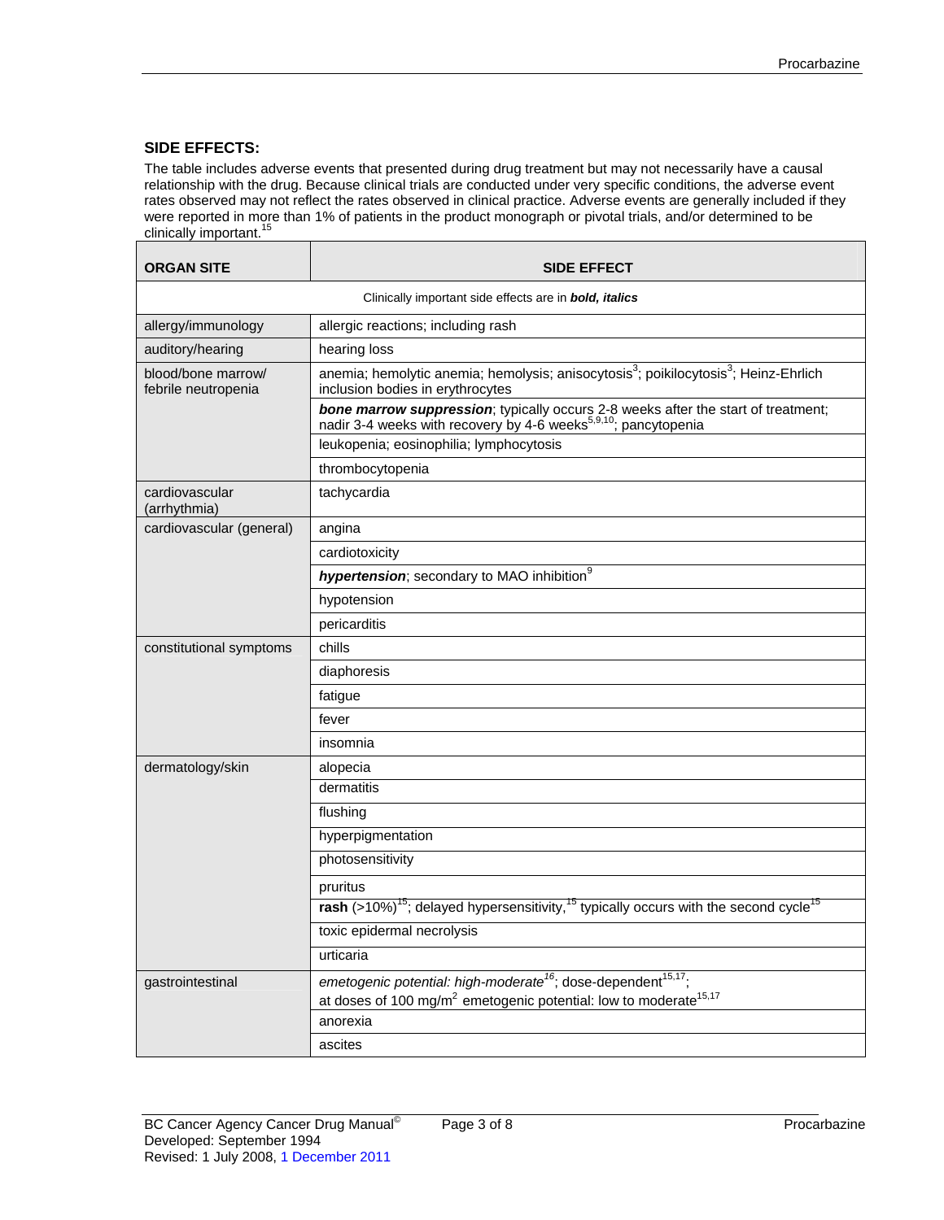## SIDE EFFECTS:

The table includes adverse events that presented during drug treatment but may not necessarily have a causal relationship with the drug. Because clinical trials are conducted under very specific conditions, the adverse event rates observed may not reflect the rates observed in clinical practice. Adverse events are generally included if they were reported in more than 1% of patients in the product monograph or pivotal trials, and/or determined to be clinically important.[15]

| ORGAN SITE | SIDE EFFECT |
|---|---|
| Clinically important side effects are in ***bold, italics*** | |
| allergy/immunology | allergic reactions; including rash |
| auditory/hearing | hearing loss |
| blood/bone marrow/ febrile neutropenia | anemia; hemolytic anemia; hemolysis; anisocytosis[3]; poikilocytosis[3]; Heinz-Ehrlich inclusion bodies in erythrocytes |
| | ***bone marrow suppression***; typically occurs 2-8 weeks after the start of treatment; nadir 3-4 weeks with recovery by 4-6 weeks[5,9,10]; pancytopenia |
| | leukopenia; eosinophilia; lymphocytosis |
| | thrombocytopenia |
| cardiovascular (arrhythmia) | tachycardia |
| cardiovascular (general) | angina |
| | cardiotoxicity |
| | ***hypertension***; secondary to MAO inhibition[9] |
| | hypotension |
| | pericarditis |
| constitutional symptoms | chills |
| | diaphoresis |
| | fatigue |
| | fever |
| | insomnia |
| dermatology/skin | alopecia |
| | dermatitis |
| | flushing |
| | hyperpigmentation |
| | photosensitivity |
| | pruritus |
| | **rash** (>10%)[15]; delayed hypersensitivity,[15] typically occurs with the second cycle[15] |
| | toxic epidermal necrolysis |
| | urticaria |
| gastrointestinal | *emetogenic potential: high-moderate*[16]; dose-dependent[15,17]; at doses of 100 mg/m$^2$ emetogenic potential: low to moderate[15,17] |
| | anorexia |
| | ascites |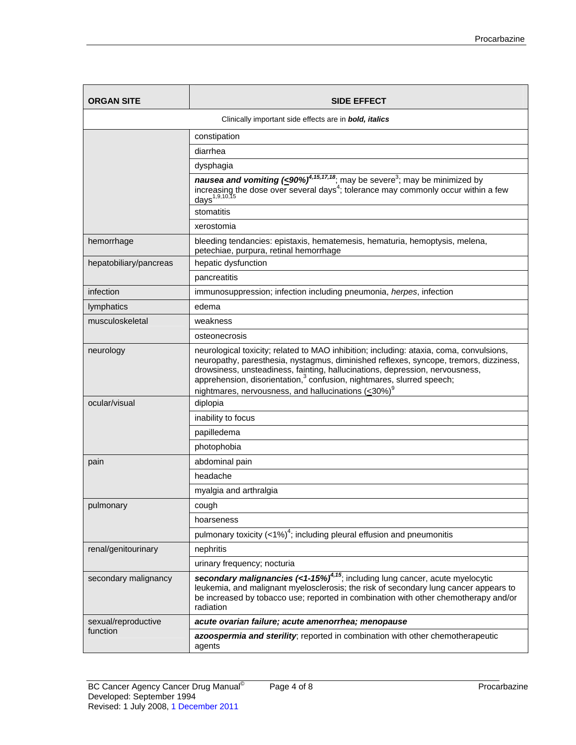| ORGAN SITE | SIDE EFFECT |
| --- | --- |
| Clinically important side effects are in ***bold, italics*** | |
| | constipation |
| | diarrhea |
| | dysphagia |
| | ***nausea and vomiting (≤90%)***[4,15,17,18]; may be severe[3]; may be minimized by increasing the dose over several days[4]; tolerance may commonly occur within a few days[1,9,10,15] |
| | stomatitis |
| | xerostomia |
| hemorrhage | bleeding tendancies: epistaxis, hematemesis, hematuria, hemoptysis, melena, petechiae, purpura, retinal hemorrhage |
| hepatobiliary/pancreas | hepatic dysfunction |
| | pancreatitis |
| infection | immunosuppression; infection including pneumonia, *herpes*, infection |
| lymphatics | edema |
| musculoskeletal | weakness |
| | osteonecrosis |
| neurology | neurological toxicity; related to MAO inhibition; including: ataxia, coma, convulsions, neuropathy, paresthesia, nystagmus, diminished reflexes, syncope, tremors, dizziness, drowsiness, unsteadiness, fainting, hallucinations, depression, nervousness, apprehension, disorientation,[3] confusion, nightmares, slurred speech; nightmares, nervousness, and hallucinations (≤30%)[9] |
| ocular/visual | diplopia |
| | inability to focus |
| | papilledema |
| | photophobia |
| pain | abdominal pain |
| | headache |
| | myalgia and arthralgia |
| pulmonary | cough |
| | hoarseness |
| | pulmonary toxicity (<1%)[4]; including pleural effusion and pneumonitis |
| renal/genitourinary | nephritis |
| | urinary frequency; nocturia |
| secondary malignancy | ***secondary malignancies (<1-15%)***[4,15]; including lung cancer, acute myelocytic leukemia, and malignant myelosclerosis; the risk of secondary lung cancer appears to be increased by tobacco use; reported in combination with other chemotherapy and/or radiation |
| sexual/reproductive function | ***acute ovarian failure; acute amenorrhea; menopause*** |
| | ***azoospermia and sterility***; reported in combination with other chemotherapeutic agents |

BC Cancer Agency Cancer Drug Manual©
Developed: September 1994
Revised: 1 July 2008, 1 December 2011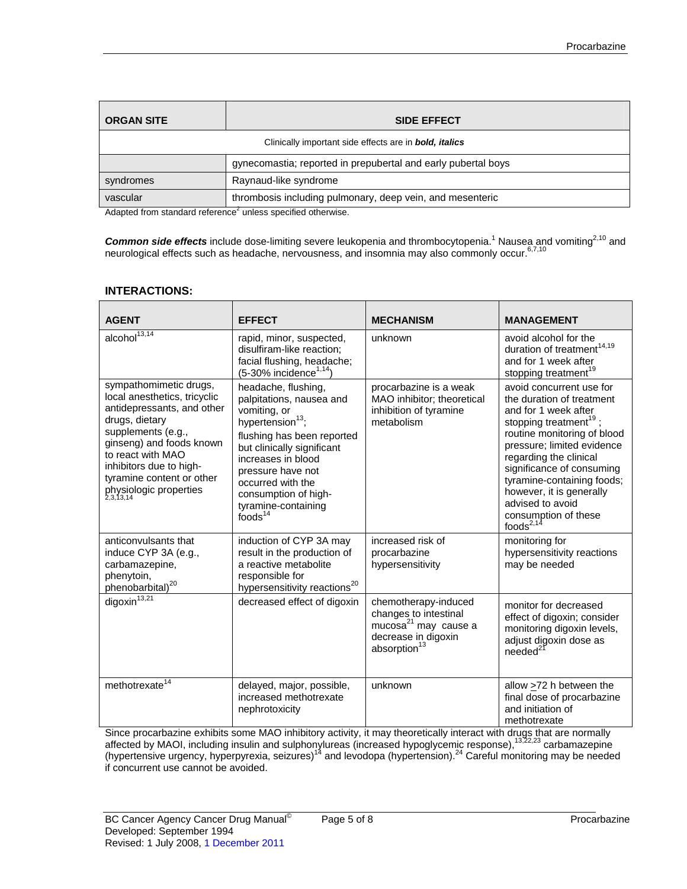| ORGAN SITE | SIDE EFFECT |
|---|---|
| Clinically important side effects are in ***bold, italics*** | |
| | gynecomastia; reported in prepubertal and early pubertal boys |
| syndromes | Raynaud-like syndrome |
| vascular | thrombosis including pulmonary, deep vein, and mesenteric |

Adapted from standard reference[2] unless specified otherwise.

***Common side effects*** include dose-limiting severe leukopenia and thrombocytopenia.[1] Nausea and vomiting[2,10] and neurological effects such as headache, nervousness, and insomnia may also commonly occur.[6,7,10]

## INTERACTIONS:

| AGENT | EFFECT | MECHANISM | MANAGEMENT |
|---|---|---|---|
| alcohol[13,14] | rapid, minor, suspected, disulfiram-like reaction; facial flushing, headache; (5-30% incidence[1,14]) | unknown | avoid alcohol for the duration of treatment[14,19] and for 1 week after stopping treatment[19] |
| sympathomimetic drugs, local anesthetics, tricyclic antidepressants, and other drugs, dietary supplements (e.g., ginseng) and foods known to react with MAO inhibitors due to high-tyramine content or other physiologic properties[2,3,13,14] | headache, flushing, palpitations, nausea and vomiting, or hypertension[13]; flushing has been reported but clinically significant increases in blood pressure have not occurred with the consumption of high-tyramine-containing foods[14] | procarbazine is a weak MAO inhibitor; theoretical inhibition of tyramine metabolism | avoid concurrent use for the duration of treatment and for 1 week after stopping treatment[19]; routine monitoring of blood pressure; limited evidence regarding the clinical significance of consuming tyramine-containing foods; however, it is generally advised to avoid consumption of these foods[2,14] |
| anticonvulsants that induce CYP 3A (e.g., carbamazepine, phenytoin, phenobarbital)[20] | induction of CYP 3A may result in the production of a reactive metabolite responsible for hypersensitivity reactions[20] | increased risk of procarbazine hypersensitivity | monitoring for hypersensitivity reactions may be needed |
| digoxin[13,21] | decreased effect of digoxin | chemotherapy-induced changes to intestinal mucosa[21] may cause a decrease in digoxin absorption[13] | monitor for decreased effect of digoxin; consider monitoring digoxin levels, adjust digoxin dose as needed[21] |
| methotrexate[14] | delayed, major, possible, increased methotrexate nephrotoxicity | unknown | allow ≥72 h between the final dose of procarbazine and initiation of methotrexate |

Since procarbazine exhibits some MAO inhibitory activity, it may theoretically interact with drugs that are normally affected by MAOI, including insulin and sulphonylureas (increased hypoglycemic response),[13,22,23] carbamazepine (hypertensive urgency, hyperpyrexia, seizures)[14] and levodopa (hypertension).[24] Careful monitoring may be needed if concurrent use cannot be avoided.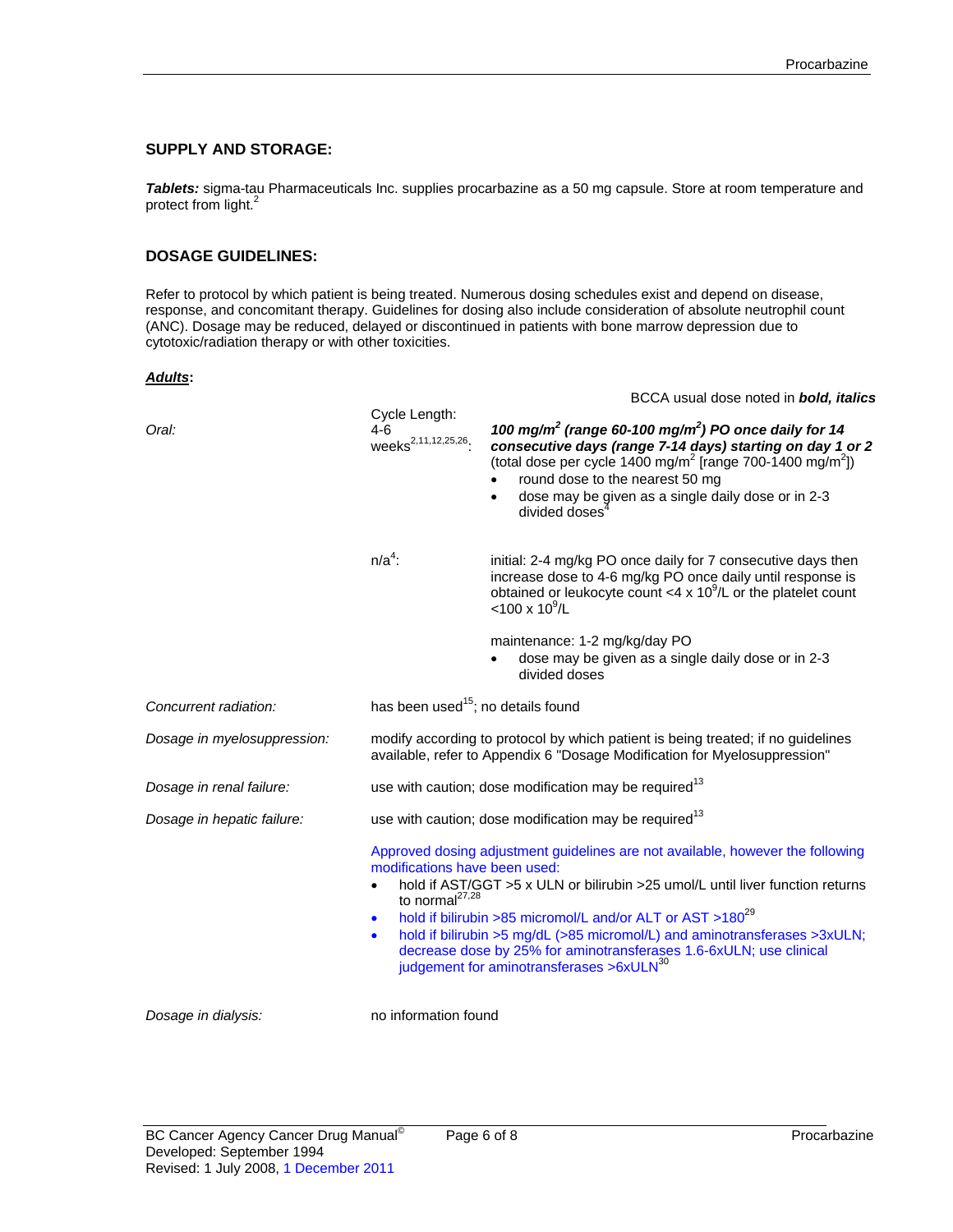## SUPPLY AND STORAGE:

***Tablets:*** sigma-tau Pharmaceuticals Inc. supplies procarbazine as a 50 mg capsule. Store at room temperature and protect from light.[2]

## DOSAGE GUIDELINES:

Refer to protocol by which patient is being treated. Numerous dosing schedules exist and depend on disease, response, and concomitant therapy. Guidelines for dosing also include consideration of absolute neutrophil count (ANC). Dosage may be reduced, delayed or discontinued in patients with bone marrow depression due to cytotoxic/radiation therapy or with other toxicities.

***Adults*:**

BCCA usual dose noted in ***bold, italics***

| | | |
|---|---|---|
| *Oral:* | Cycle Length: 4-6 weeks[2,11,12,25,26]: | ***100 mg/m$^2$ (range 60-100 mg/m$^2$) PO once daily for 14 consecutive days (range 7-14 days) starting on day 1 or 2*** (total dose per cycle 1400 mg/m$^2$ [range 700-1400 mg/m$^2$]) <br>• round dose to the nearest 50 mg <br>• dose may be given as a single daily dose or in 2-3 divided doses[4] |
| | n/a[4]: | initial: 2-4 mg/kg PO once daily for 7 consecutive days then increase dose to 4-6 mg/kg PO once daily until response is obtained or leukocyte count <4 x $10^9$/L or the platelet count <100 x $10^9$/L <br><br>maintenance: 1-2 mg/kg/day PO <br>• dose may be given as a single daily dose or in 2-3 divided doses |
| *Concurrent radiation:* | has been used[15]; no details found | |
| *Dosage in myelosuppression:* | modify according to protocol by which patient is being treated; if no guidelines available, refer to Appendix 6 "Dosage Modification for Myelosuppression" | |
| *Dosage in renal failure:* | use with caution; dose modification may be required[13] | |
| *Dosage in hepatic failure:* | use with caution; dose modification may be required[13] <br><br>Approved dosing adjustment guidelines are not available, however the following modifications have been used: <br>• hold if AST/GGT >5 x ULN or bilirubin >25 umol/L until liver function returns to normal[27,28] <br>• hold if bilirubin >85 micromol/L and/or ALT or AST >180[29] <br>• hold if bilirubin >5 mg/dL (>85 micromol/L) and aminotransferases >3xULN; decrease dose by 25% for aminotransferases 1.6-6xULN; use clinical judgement for aminotransferases >6xULN[30] | |
| *Dosage in dialysis:* | no information found | |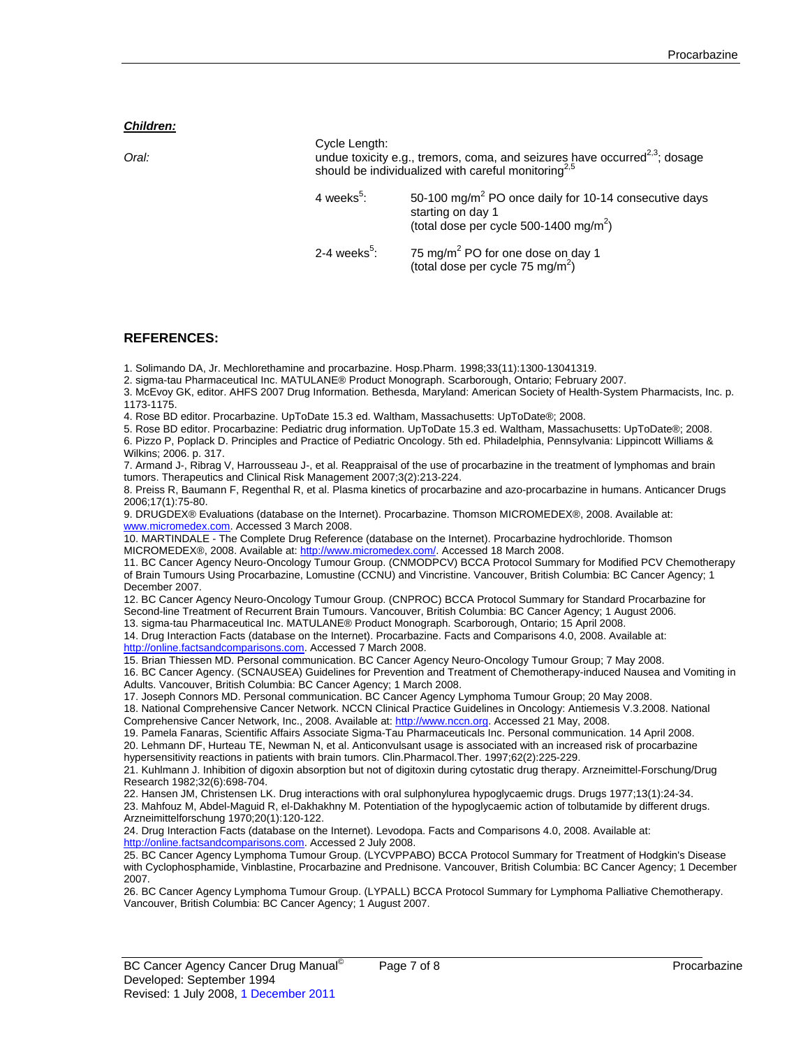***Children:***

| | | |
|---|---|---|
| *Oral:* | Cycle Length: undue toxicity e.g., tremors, coma, and seizures have occurred[2,3]; dosage should be individualized with careful monitoring[2,5] | |
| | 4 weeks[5]: | 50-100 mg/m$^2$ PO once daily for 10-14 consecutive days starting on day 1 (total dose per cycle 500-1400 mg/m$^2$) |
| | 2-4 weeks[5]: | 75 mg/m$^2$ PO for one dose on day 1 (total dose per cycle 75 mg/m$^2$) |

## REFERENCES:

1. Solimando DA, Jr. Mechlorethamine and procarbazine. Hosp.Pharm. 1998;33(11):1300-13041319.
2. sigma-tau Pharmaceutical Inc. MATULANE® Product Monograph. Scarborough, Ontario; February 2007.
3. McEvoy GK, editor. AHFS 2007 Drug Information. Bethesda, Maryland: American Society of Health-System Pharmacists, Inc. p. 1173-1175.
4. Rose BD editor. Procarbazine. UpToDate 15.3 ed. Waltham, Massachusetts: UpToDate®; 2008.
5. Rose BD editor. Procarbazine: Pediatric drug information. UpToDate 15.3 ed. Waltham, Massachusetts: UpToDate®; 2008.
6. Pizzo P, Poplack D. Principles and Practice of Pediatric Oncology. 5th ed. Philadelphia, Pennsylvania: Lippincott Williams & Wilkins; 2006. p. 317.
7. Armand J-, Ribrag V, Harrousseau J-, et al. Reappraisal of the use of procarbazine in the treatment of lymphomas and brain tumors. Therapeutics and Clinical Risk Management 2007;3(2):213-224.
8. Preiss R, Baumann F, Regenthal R, et al. Plasma kinetics of procarbazine and azo-procarbazine in humans. Anticancer Drugs 2006;17(1):75-80.
9. DRUGDEX® Evaluations (database on the Internet). Procarbazine. Thomson MICROMEDEX®, 2008. Available at: www.micromedex.com. Accessed 3 March 2008.
10. MARTINDALE - The Complete Drug Reference (database on the Internet). Procarbazine hydrochloride. Thomson MICROMEDEX®, 2008. Available at: http://www.micromedex.com/. Accessed 18 March 2008.
11. BC Cancer Agency Neuro-Oncology Tumour Group. (CNMODPCV) BCCA Protocol Summary for Modified PCV Chemotherapy of Brain Tumours Using Procarbazine, Lomustine (CCNU) and Vincristine. Vancouver, British Columbia: BC Cancer Agency; 1 December 2007.
12. BC Cancer Agency Neuro-Oncology Tumour Group. (CNPROC) BCCA Protocol Summary for Standard Procarbazine for Second-line Treatment of Recurrent Brain Tumours. Vancouver, British Columbia: BC Cancer Agency; 1 August 2006.
13. sigma-tau Pharmaceutical Inc. MATULANE® Product Monograph. Scarborough, Ontario; 15 April 2008.
14. Drug Interaction Facts (database on the Internet). Procarbazine. Facts and Comparisons 4.0, 2008. Available at: http://online.factsandcomparisons.com. Accessed 7 March 2008.
15. Brian Thiessen MD. Personal communication. BC Cancer Agency Neuro-Oncology Tumour Group; 7 May 2008.
16. BC Cancer Agency. (SCNAUSEA) Guidelines for Prevention and Treatment of Chemotherapy-induced Nausea and Vomiting in Adults. Vancouver, British Columbia: BC Cancer Agency; 1 March 2008.
17. Joseph Connors MD. Personal communication. BC Cancer Agency Lymphoma Tumour Group; 20 May 2008.
18. National Comprehensive Cancer Network. NCCN Clinical Practice Guidelines in Oncology: Antiemesis V.3.2008. National Comprehensive Cancer Network, Inc., 2008. Available at: http://www.nccn.org. Accessed 21 May, 2008.
19. Pamela Fanaras, Scientific Affairs Associate Sigma-Tau Pharmaceuticals Inc. Personal communication. 14 April 2008.
20. Lehmann DF, Hurteau TE, Newman N, et al. Anticonvulsant usage is associated with an increased risk of procarbazine hypersensitivity reactions in patients with brain tumors. Clin.Pharmacol.Ther. 1997;62(2):225-229.
21. Kuhlmann J. Inhibition of digoxin absorption but not of digitoxin during cytostatic drug therapy. Arzneimittel-Forschung/Drug Research 1982;32(6):698-704.
22. Hansen JM, Christensen LK. Drug interactions with oral sulphonylurea hypoglycaemic drugs. Drugs 1977;13(1):24-34.
23. Mahfouz M, Abdel-Maguid R, el-Dakhakhny M. Potentiation of the hypoglycaemic action of tolbutamide by different drugs. Arzneimittelforschung 1970;20(1):120-122.
24. Drug Interaction Facts (database on the Internet). Levodopa. Facts and Comparisons 4.0, 2008. Available at: http://online.factsandcomparisons.com. Accessed 2 July 2008.
25. BC Cancer Agency Lymphoma Tumour Group. (LYCVPPABO) BCCA Protocol Summary for Treatment of Hodgkin's Disease with Cyclophosphamide, Vinblastine, Procarbazine and Prednisone. Vancouver, British Columbia: BC Cancer Agency; 1 December 2007.
26. BC Cancer Agency Lymphoma Tumour Group. (LYPALL) BCCA Protocol Summary for Lymphoma Palliative Chemotherapy. Vancouver, British Columbia: BC Cancer Agency; 1 August 2007.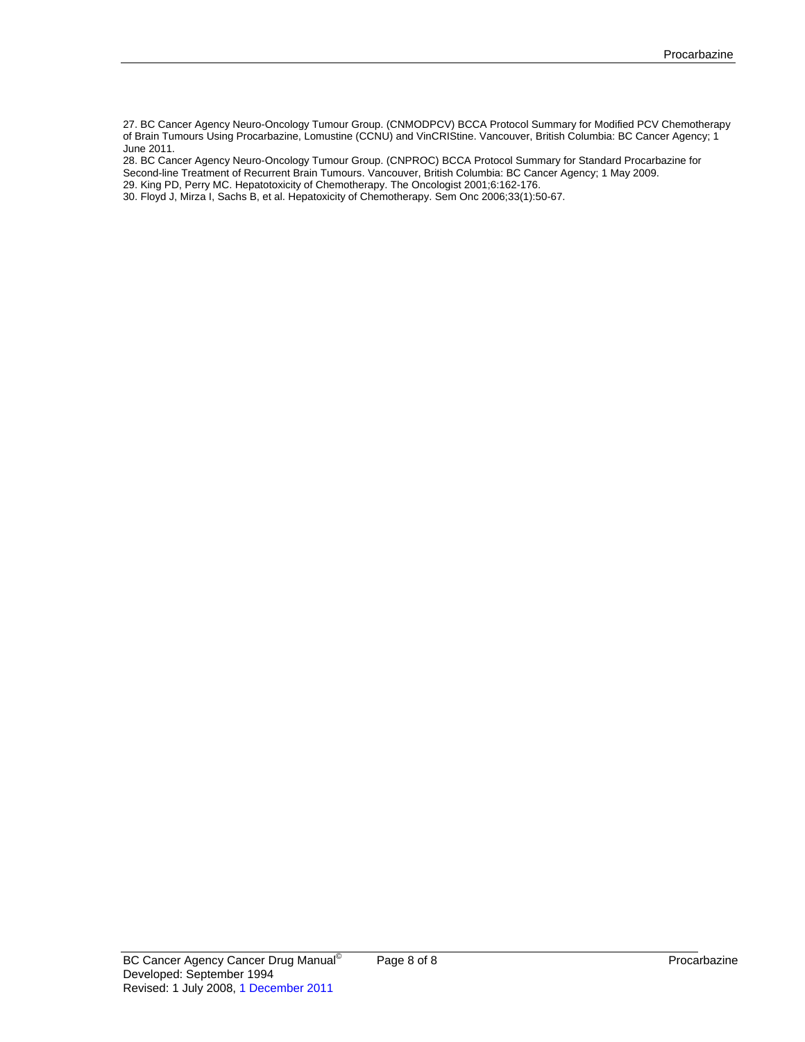27. BC Cancer Agency Neuro-Oncology Tumour Group. (CNMODPCV) BCCA Protocol Summary for Modified PCV Chemotherapy of Brain Tumours Using Procarbazine, Lomustine (CCNU) and VinCRIStine. Vancouver, British Columbia: BC Cancer Agency; 1 June 2011.

28. BC Cancer Agency Neuro-Oncology Tumour Group. (CNPROC) BCCA Protocol Summary for Standard Procarbazine for Second-line Treatment of Recurrent Brain Tumours. Vancouver, British Columbia: BC Cancer Agency; 1 May 2009.

29. King PD, Perry MC. Hepatotoxicity of Chemotherapy. The Oncologist 2001;6:162-176.

30. Floyd J, Mirza I, Sachs B, et al. Hepatoxicity of Chemotherapy. Sem Onc 2006;33(1):50-67.